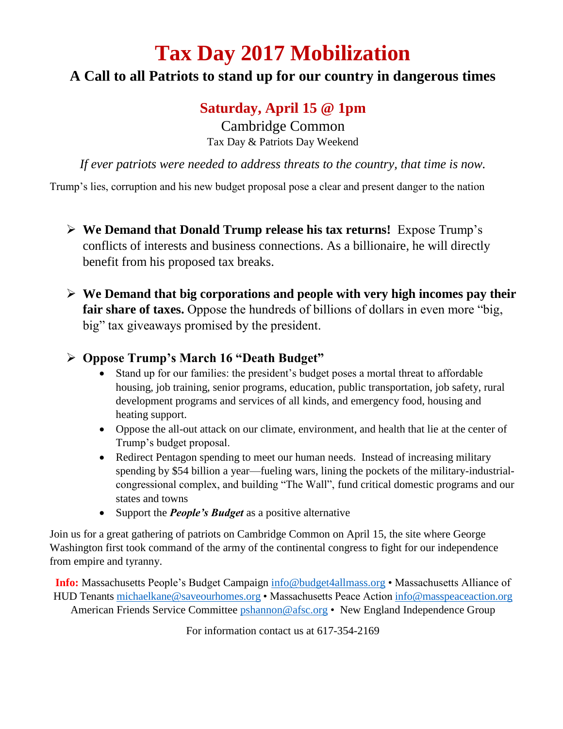# Tax Day 2017 Mobilization

## A Call to all Patriots to stand up for our country in dangerous times

### Saturday, April 15 @ 1pm

Cambridge Common

Tax Day & Patriots Day Weekend

*If ever patriots were needed to address threats to the country, that time is now.*

Trump's lies, corruption and his new budget proposal pose a clear and present danger to the nation

- **We Demand that Donald Trump release his tax returns!** Expose Trump's conflicts of interests and business connections. As a billionaire, he will directly benefit from his proposed tax breaks.

- **We Demand that big corporations and people with very high incomes pay their fair share of taxes.** Oppose the hundreds of billions of dollars in even more "big, big" tax giveaways promised by the president.

- **Oppose Trump's March 16 "Death Budget"**
  - Stand up for our families: the president's budget poses a mortal threat to affordable housing, job training, senior programs, education, public transportation, job safety, rural development programs and services of all kinds, and emergency food, housing and heating support.
  - Oppose the all-out attack on our climate, environment, and health that lie at the center of Trump's budget proposal.
  - Redirect Pentagon spending to meet our human needs. Instead of increasing military spending by $54 billion a year—fueling wars, lining the pockets of the military-industrial-congressional complex, and building "The Wall", fund critical domestic programs and our states and towns
  - Support the ***People's Budget*** as a positive alternative

Join us for a great gathering of patriots on Cambridge Common on April 15, the site where George Washington first took command of the army of the continental congress to fight for our independence from empire and tyranny.

**Info:** Massachusetts People's Budget Campaign info@budget4allmass.org • Massachusetts Alliance of HUD Tenants michaelkane@saveourhomes.org • Massachusetts Peace Action info@masspeaceaction.org American Friends Service Committee pshannon@afsc.org • New England Independence Group

For information contact us at 617-354-2169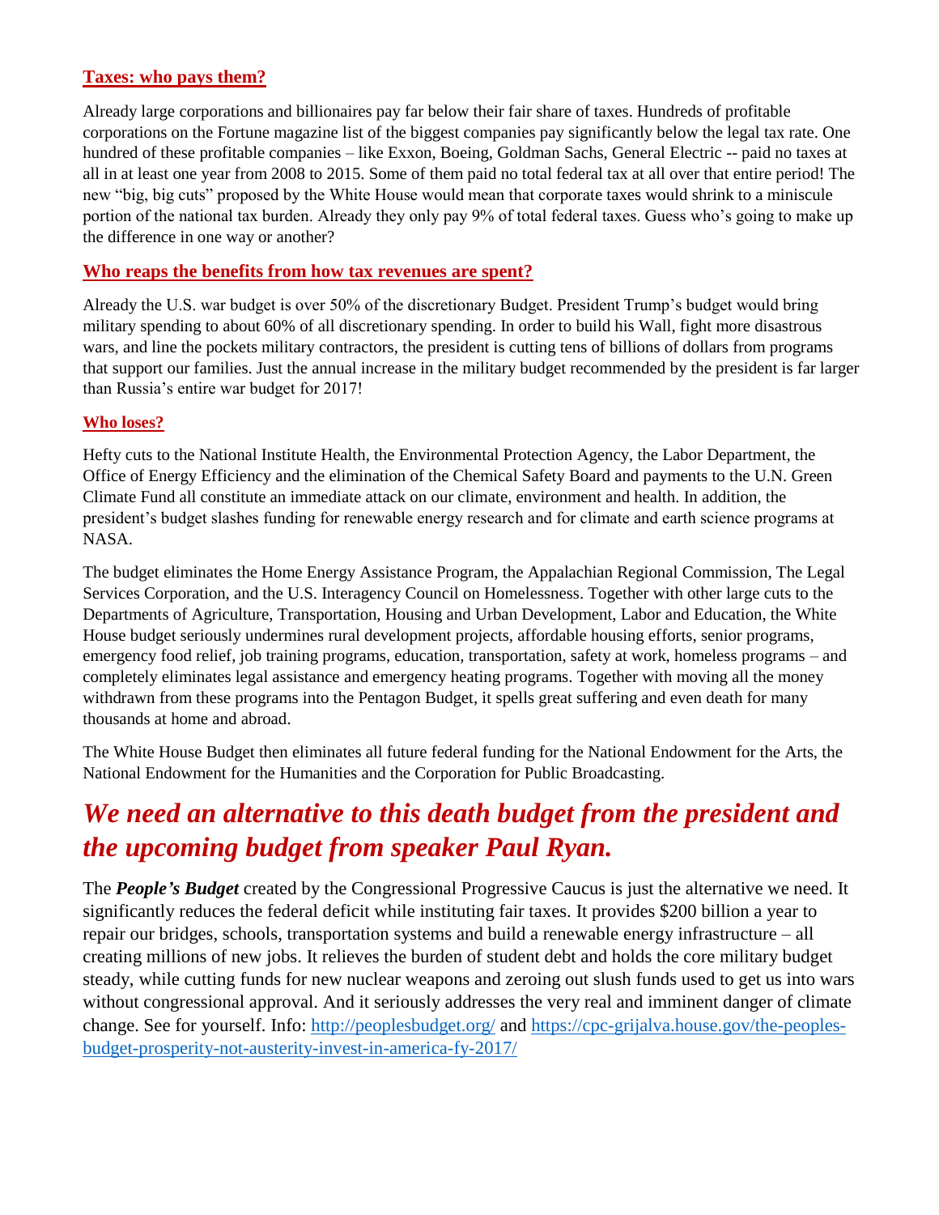**Taxes: who pays them?**

Already large corporations and billionaires pay far below their fair share of taxes. Hundreds of profitable corporations on the Fortune magazine list of the biggest companies pay significantly below the legal tax rate. One hundred of these profitable companies – like Exxon, Boeing, Goldman Sachs, General Electric -- paid no taxes at all in at least one year from 2008 to 2015. Some of them paid no total federal tax at all over that entire period! The new "big, big cuts" proposed by the White House would mean that corporate taxes would shrink to a miniscule portion of the national tax burden. Already they only pay 9% of total federal taxes. Guess who's going to make up the difference in one way or another?

**Who reaps the benefits from how tax revenues are spent?**

Already the U.S. war budget is over 50% of the discretionary Budget. President Trump's budget would bring military spending to about 60% of all discretionary spending. In order to build his Wall, fight more disastrous wars, and line the pockets military contractors, the president is cutting tens of billions of dollars from programs that support our families. Just the annual increase in the military budget recommended by the president is far larger than Russia's entire war budget for 2017!

**Who loses?**

Hefty cuts to the National Institute Health, the Environmental Protection Agency, the Labor Department, the Office of Energy Efficiency and the elimination of the Chemical Safety Board and payments to the U.N. Green Climate Fund all constitute an immediate attack on our climate, environment and health. In addition, the president's budget slashes funding for renewable energy research and for climate and earth science programs at NASA.

The budget eliminates the Home Energy Assistance Program, the Appalachian Regional Commission, The Legal Services Corporation, and the U.S. Interagency Council on Homelessness. Together with other large cuts to the Departments of Agriculture, Transportation, Housing and Urban Development, Labor and Education, the White House budget seriously undermines rural development projects, affordable housing efforts, senior programs, emergency food relief, job training programs, education, transportation, safety at work, homeless programs – and completely eliminates legal assistance and emergency heating programs. Together with moving all the money withdrawn from these programs into the Pentagon Budget, it spells great suffering and even death for many thousands at home and abroad.

The White House Budget then eliminates all future federal funding for the National Endowment for the Arts, the National Endowment for the Humanities and the Corporation for Public Broadcasting.

## *We need an alternative to this death budget from the president and the upcoming budget from speaker Paul Ryan.*

The ***People's Budget*** created by the Congressional Progressive Caucus is just the alternative we need. It significantly reduces the federal deficit while instituting fair taxes. It provides $200 billion a year to repair our bridges, schools, transportation systems and build a renewable energy infrastructure – all creating millions of new jobs. It relieves the burden of student debt and holds the core military budget steady, while cutting funds for new nuclear weapons and zeroing out slush funds used to get us into wars without congressional approval. And it seriously addresses the very real and imminent danger of climate change. See for yourself. Info: http://peoplesbudget.org/ and https://cpc-grijalva.house.gov/the-peoples-budget-prosperity-not-austerity-invest-in-america-fy-2017/